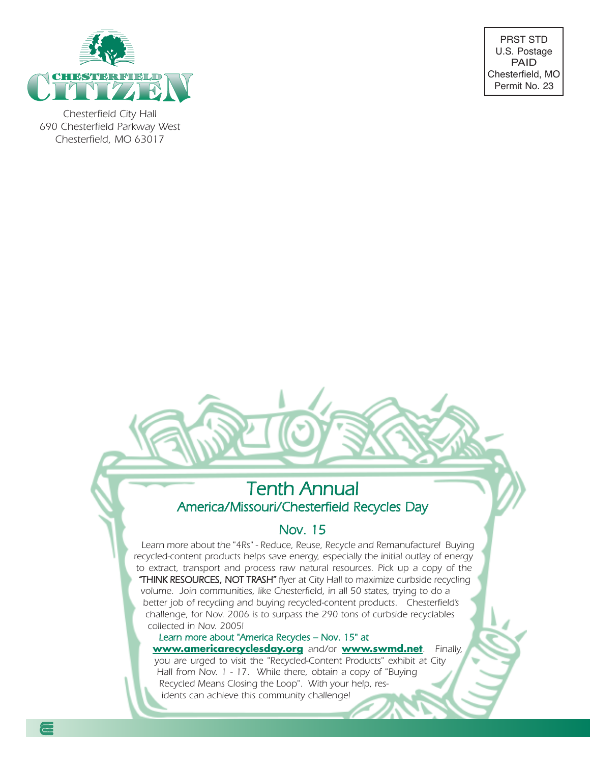# CHESTERFIELD CITIZEN

Chesterfield City Hall
690 Chesterfield Parkway West
Chesterfield, MO 63017

PRST STD
U.S. Postage
PAID
Chesterfield, MO
Permit No. 23

## Tenth Annual

### America/Missouri/Chesterfield Recycles Day

### Nov. 15

*Learn more about the "4Rs" - Reduce, Reuse, Recycle and Remanufacture! Buying recycled-content products helps save energy, especially the initial outlay of energy to extract, transport and process raw natural resources. Pick up a copy of the* **"THINK RESOURCES, NOT TRASH"** *flyer at City Hall to maximize curbside recycling volume. Join communities, like Chesterfield, in all 50 states, trying to do a better job of recycling and buying recycled-content products. Chesterfield's challenge, for Nov. 2006 is to surpass the 290 tons of curbside recyclables collected in Nov. 2005!*

Learn more about "America Recycles – Nov. 15" at **www.americarecyclesday.org** *and/or* **www.swmd.net**. *Finally, you are urged to visit the "Recycled-Content Products" exhibit at City Hall from Nov. 1 - 17. While there, obtain a copy of "Buying Recycled Means Closing the Loop". With your help, residents can achieve this community challenge!*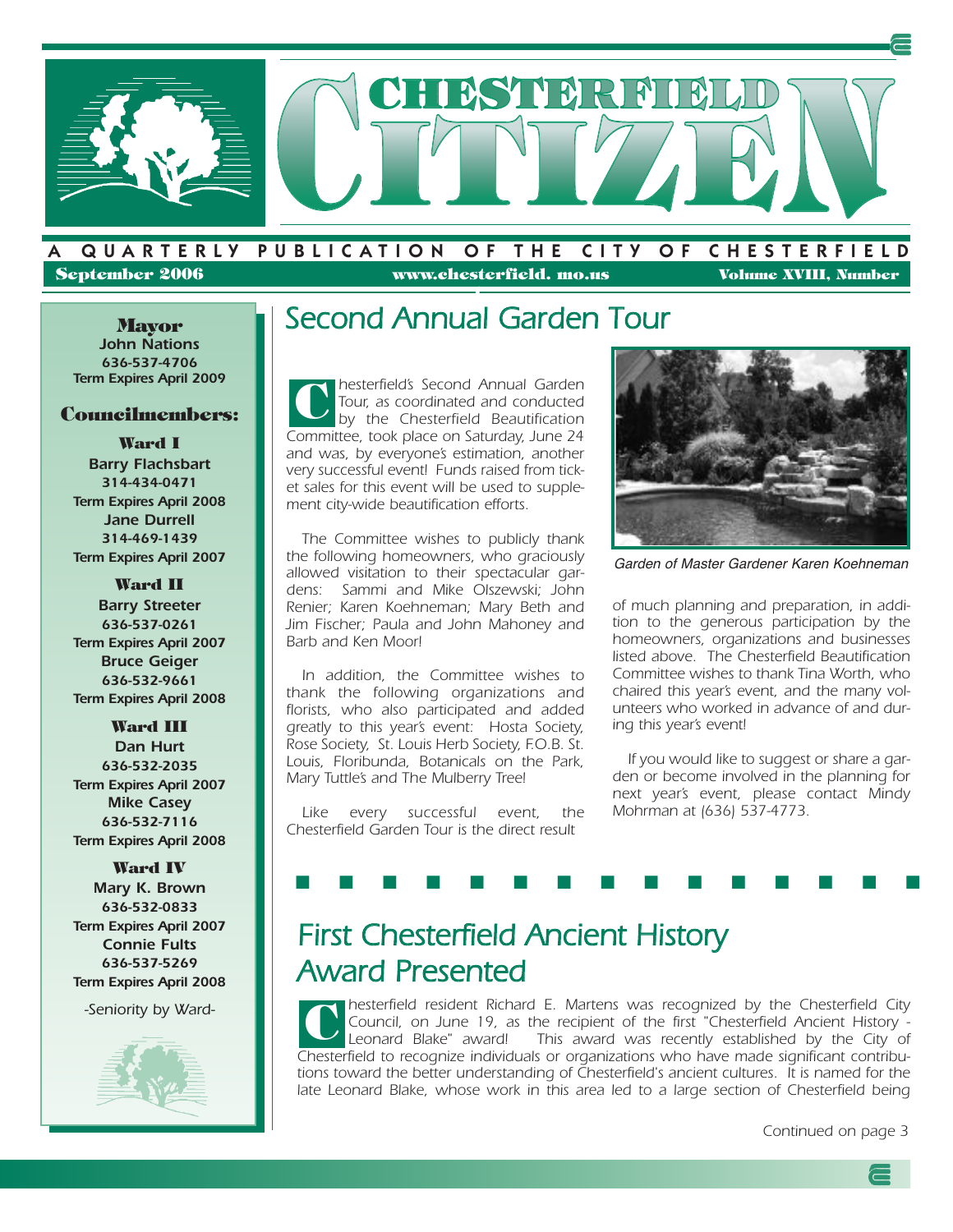# CHESTERFIELD CITIZEN

A QUARTERLY PUBLICATION OF THE CITY OF CHESTERFIELD

September 2006 www.chesterfield. mo.us Volume XVIII, Number

**Mayor**
**John Nations**
**636-537-4706**
**Term Expires April 2009**

**Councilmembers:**

**Ward I**
**Barry Flachsbart**
**314-434-0471**
**Term Expires April 2008**
**Jane Durrell**
**314-469-1439**
**Term Expires April 2007**

**Ward II**
**Barry Streeter**
**636-537-0261**
**Term Expires April 2007**
**Bruce Geiger**
**636-532-9661**
**Term Expires April 2008**

**Ward III**
**Dan Hurt**
**636-532-2035**
**Term Expires April 2007**
**Mike Casey**
**636-532-7116**
**Term Expires April 2008**

**Ward IV**
**Mary K. Brown**
**636-532-0833**
**Term Expires April 2007**
**Connie Fults**
**636-537-5269**
**Term Expires April 2008**

-Seniority by Ward-

## Second Annual Garden Tour

*Chesterfield's Second Annual Garden Tour, as coordinated and conducted by the Chesterfield Beautification Committee, took place on Saturday, June 24 and was, by everyone's estimation, another very successful event! Funds raised from ticket sales for this event will be used to supplement city-wide beautification efforts.*

*The Committee wishes to publicly thank the following homeowners, who graciously allowed visitation to their spectacular gardens: Sammi and Mike Olszewski; John Renier; Karen Koehneman; Mary Beth and Jim Fischer; Paula and John Mahoney and Barb and Ken Moor!*

*In addition, the Committee wishes to thank the following organizations and florists, who also participated and added greatly to this year's event: Hosta Society, Rose Society, St. Louis Herb Society, F.O.B. St. Louis, Floribunda, Botanicals on the Park, Mary Tuttle's and The Mulberry Tree!*

*Like every successful event, the Chesterfield Garden Tour is the direct result of much planning and preparation, in addition to the generous participation by the homeowners, organizations and businesses listed above. The Chesterfield Beautification Committee wishes to thank Tina Worth, who chaired this year's event, and the many volunteers who worked in advance of and during this year's event!*

*Garden of Master Gardener Karen Koehneman*

*If you would like to suggest or share a garden or become involved in the planning for next year's event, please contact Mindy Mohrman at (636) 537-4773.*

## First Chesterfield Ancient History Award Presented

*Chesterfield resident Richard E. Martens was recognized by the Chesterfield City Council, on June 19, as the recipient of the first "Chesterfield Ancient History - Leonard Blake" award! This award was recently established by the City of Chesterfield to recognize individuals or organizations who have made significant contributions toward the better understanding of Chesterfield's ancient cultures. It is named for the late Leonard Blake, whose work in this area led to a large section of Chesterfield being*

*Continued on page 3*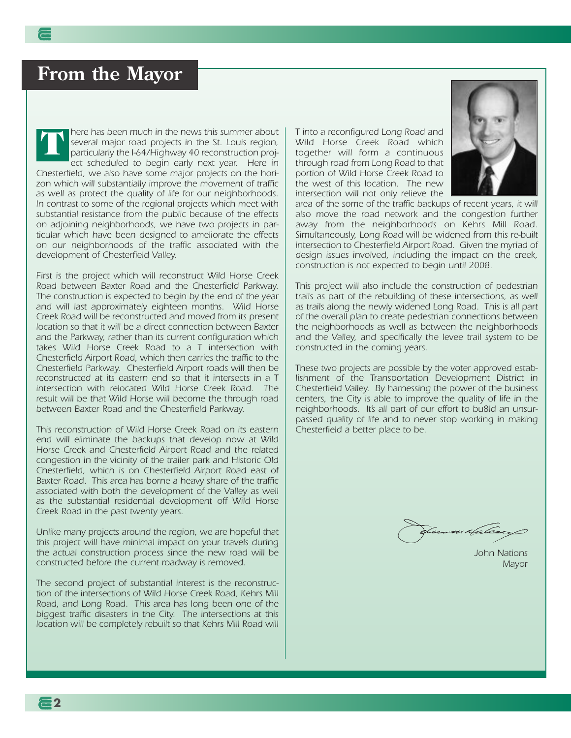# From the Mayor

There has been much in the news this summer about several major road projects in the St. Louis region, particularly the I-64/Highway 40 reconstruction project scheduled to begin early next year. Here in Chesterfield, we also have some major projects on the horizon which will substantially improve the movement of traffic as well as protect the quality of life for our neighborhoods. In contrast to some of the regional projects which meet with substantial resistance from the public because of the effects on adjoining neighborhoods, we have two projects in particular which have been designed to ameliorate the effects on our neighborhoods of the traffic associated with the development of Chesterfield Valley.

First is the project which will reconstruct Wild Horse Creek Road between Baxter Road and the Chesterfield Parkway. The construction is expected to begin by the end of the year and will last approximately eighteen months. Wild Horse Creek Road will be reconstructed and moved from its present location so that it will be a direct connection between Baxter and the Parkway, rather than its current configuration which takes Wild Horse Creek Road to a T intersection with Chesterfield Airport Road, which then carries the traffic to the Chesterfield Parkway. Chesterfield Airport roads will then be reconstructed at its eastern end so that it intersects in a T intersection with relocated Wild Horse Creek Road. The result will be that Wild Horse will become the through road between Baxter Road and the Chesterfield Parkway.

This reconstruction of Wild Horse Creek Road on its eastern end will eliminate the backups that develop now at Wild Horse Creek and Chesterfield Airport Road and the related congestion in the vicinity of the trailer park and Historic Old Chesterfield, which is on Chesterfield Airport Road east of Baxter Road. This area has borne a heavy share of the traffic associated with both the development of the Valley as well as the substantial residential development off Wild Horse Creek Road in the past twenty years.

Unlike many projects around the region, we are hopeful that this project will have minimal impact on your travels during the actual construction process since the new road will be constructed before the current roadway is removed.

The second project of substantial interest is the reconstruction of the intersections of Wild Horse Creek Road, Kehrs Mill Road, and Long Road. This area has long been one of the biggest traffic disasters in the City. The intersections at this location will be completely rebuilt so that Kehrs Mill Road will T into a reconfigured Long Road and Wild Horse Creek Road which together will form a continuous through road from Long Road to that portion of Wild Horse Creek Road to the west of this location. The new intersection will not only relieve the area of the some of the traffic backups of recent years, it will also move the road network and the congestion further away from the neighborhoods on Kehrs Mill Road. Simultaneously, Long Road will be widened from this re-built intersection to Chesterfield Airport Road. Given the myriad of design issues involved, including the impact on the creek, construction is not expected to begin until 2008.

This project will also include the construction of pedestrian trails as part of the rebuilding of these intersections, as well as trails along the newly widened Long Road. This is all part of the overall plan to create pedestrian connections between the neighborhoods as well as between the neighborhoods and the Valley, and specifically the levee trail system to be constructed in the coming years.

These two projects are possible by the voter approved establishment of the Transportation Development District in Chesterfield Valley. By harnessing the power of the business centers, the City is able to improve the quality of life in the neighborhoods. It's all part of our effort to bu8ld an unsurpassed quality of life and to never stop working in making Chesterfield a better place to be.

John Nations
Mayor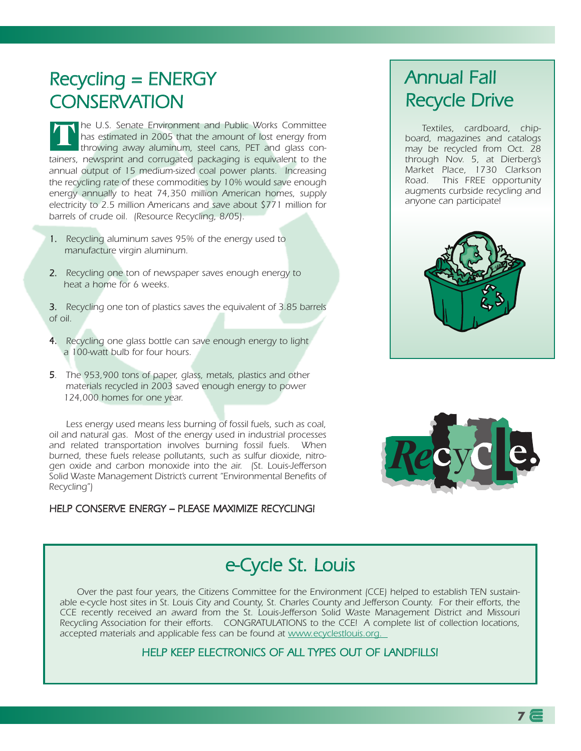# Recycling = ENERGY CONSERVATION

*The U.S. Senate Environment and Public Works Committee has estimated in 2005 that the amount of lost energy from throwing away aluminum, steel cans, PET and glass containers, newsprint and corrugated packaging is equivalent to the annual output of 15 medium-sized coal power plants. Increasing the recycling rate of these commodities by 10% would save enough energy annually to heat 74,350 million American homes, supply electricity to 2.5 million Americans and save about $771 million for barrels of crude oil. (Resource Recycling, 8/05).*

1. *Recycling aluminum saves 95% of the energy used to manufacture virgin aluminum.*
2. *Recycling one ton of newspaper saves enough energy to heat a home for 6 weeks.*
3. *Recycling one ton of plastics saves the equivalent of 3.85 barrels of oil.*
4. *Recycling one glass bottle can save enough energy to light a 100-watt bulb for four hours.*
5. *The 953,900 tons of paper, glass, metals, plastics and other materials recycled in 2003 saved enough energy to power 124,000 homes for one year.*

*Less energy used means less burning of fossil fuels, such as coal, oil and natural gas. Most of the energy used in industrial processes and related transportation involves burning fossil fuels. When burned, these fuels release pollutants, such as sulfur dioxide, nitrogen oxide and carbon monoxide into the air. (St. Louis-Jefferson Solid Waste Management District's current "Environmental Benefits of Recycling")*

HELP CONSERVE ENERGY – PLEASE MAXIMIZE RECYCLING!

## Annual Fall Recycle Drive

*Textiles, cardboard, chipboard, magazines and catalogs may be recycled from Oct. 28 through Nov. 5, at Dierberg's Market Place, 1730 Clarkson Road. This FREE opportunity augments curbside recycling and anyone can participate!*

## e-Cycle St. Louis

*Over the past four years, the Citizens Committee for the Environment (CCE) helped to establish TEN sustainable e-cycle host sites in St. Louis City and County, St. Charles County and Jefferson County. For their efforts, the CCE recently received an award from the St. Louis-Jefferson Solid Waste Management District and Missouri Recycling Association for their efforts. CONGRATULATIONS to the CCE! A complete list of collection locations, accepted materials and applicable fess can be found at www.ecyclestlouis.org.*

HELP KEEP ELECTRONICS OF ALL TYPES OUT OF LANDFILLS!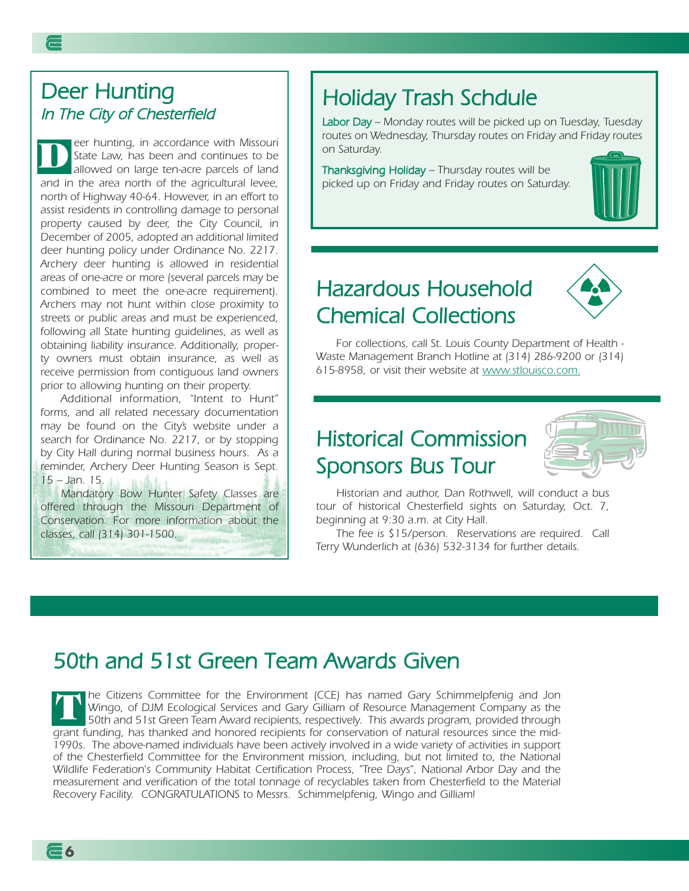## Deer Hunting

### *In The City of Chesterfield*

*Deer hunting, in accordance with Missouri State Law, has been and continues to be allowed on large ten-acre parcels of land and in the area north of the agricultural levee, north of Highway 40-64. However, in an effort to assist residents in controlling damage to personal property caused by deer, the City Council, in December of 2005, adopted an additional limited deer hunting policy under Ordinance No. 2217. Archery deer hunting is allowed in residential areas of one-acre or more (several parcels may be combined to meet the one-acre requirement). Archers may not hunt within close proximity to streets or public areas and must be experienced, following all State hunting guidelines, as well as obtaining liability insurance. Additionally, property owners must obtain insurance, as well as receive permission from contiguous land owners prior to allowing hunting on their property.*

*Additional information, "Intent to Hunt" forms, and all related necessary documentation may be found on the City's website under a search for Ordinance No. 2217, or by stopping by City Hall during normal business hours. As a reminder, Archery Deer Hunting Season is Sept. 15 – Jan. 15.*

*Mandatory Bow Hunter Safety Classes are offered through the Missouri Department of Conservation. For more information about the classes, call (314) 301-1500.*

## Holiday Trash Schdule

Labor Day – *Monday routes will be picked up on Tuesday, Tuesday routes on Wednesday, Thursday routes on Friday and Friday routes on Saturday.*

Thanksgiving Holiday – *Thursday routes will be picked up on Friday and Friday routes on Saturday.*

## Hazardous Household Chemical Collections

*For collections, call St. Louis County Department of Health - Waste Management Branch Hotline at (314) 286-9200 or (314) 615-8958, or visit their website at www.stlouisco.com.*

## Historical Commission Sponsors Bus Tour

*Historian and author, Dan Rothwell, will conduct a bus tour of historical Chesterfield sights on Saturday, Oct. 7, beginning at 9:30 a.m. at City Hall.*

*The fee is $15/person. Reservations are required. Call Terry Wunderlich at (636) 532-3134 for further details.*

## 50th and 51st Green Team Awards Given

*The Citizens Committee for the Environment (CCE) has named Gary Schimmelpfenig and Jon Wingo, of DJM Ecological Services and Gary Gilliam of Resource Management Company as the 50th and 51st Green Team Award recipients, respectively. This awards program, provided through grant funding, has thanked and honored recipients for conservation of natural resources since the mid-1990s. The above-named individuals have been actively involved in a wide variety of activities in support of the Chesterfield Committee for the Environment mission, including, but not limited to, the National Wildlife Federation's Community Habitat Certification Process, "Tree Days", National Arbor Day and the measurement and verification of the total tonnage of recyclables taken from Chesterfield to the Material Recovery Facility. CONGRATULATIONS to Messrs. Schimmelpfenig, Wingo and Gilliam!*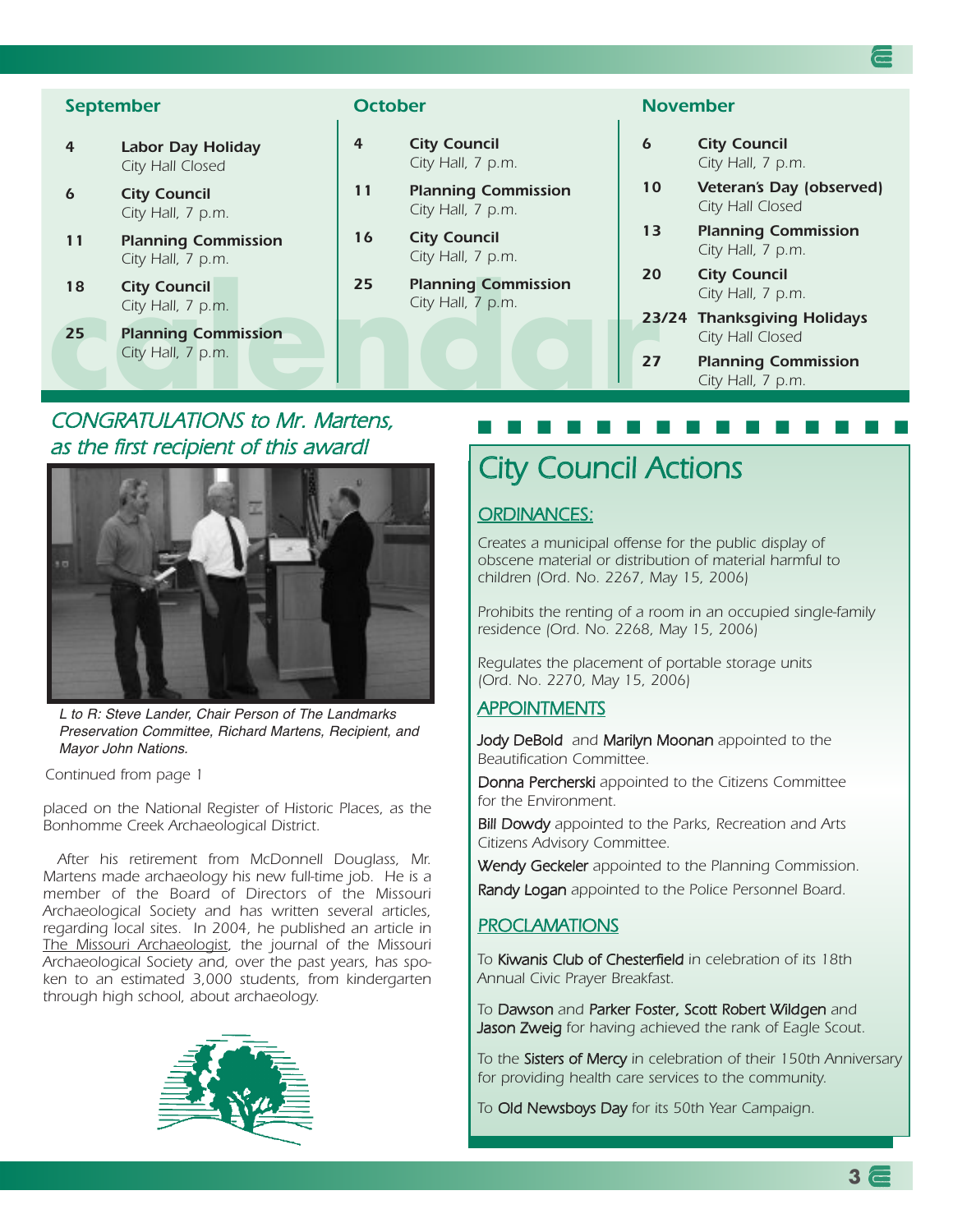## Calendar

### September

| Date | Event |
|---|---|
| 4 | **Labor Day Holiday** City Hall Closed |
| 6 | **City Council** City Hall, 7 p.m. |
| 11 | **Planning Commission** City Hall, 7 p.m. |
| 18 | **City Council** City Hall, 7 p.m. |
| 25 | **Planning Commission** City Hall, 7 p.m. |

### October

| Date | Event |
|---|---|
| 4 | **City Council** City Hall, 7 p.m. |
| 11 | **Planning Commission** City Hall, 7 p.m. |
| 16 | **City Council** City Hall, 7 p.m. |
| 25 | **Planning Commission** City Hall, 7 p.m. |

### November

| Date | Event |
|---|---|
| 6 | **City Council** City Hall, 7 p.m. |
| 10 | **Veteran's Day (observed)** City Hall Closed |
| 13 | **Planning Commission** City Hall, 7 p.m. |
| 20 | **City Council** City Hall, 7 p.m. |
| 23/24 | **Thanksgiving Holidays** City Hall Closed |
| 27 | **Planning Commission** City Hall, 7 p.m. |

## *CONGRATULATIONS to Mr. Martens, as the first recipient of this award!*

*L to R: Steve Lander, Chair Person of The Landmarks Preservation Committee, Richard Martens, Recipient, and Mayor John Nations.*

Continued from page 1

placed on the National Register of Historic Places, as the Bonhomme Creek Archaeological District.

After his retirement from McDonnell Douglass, Mr. Martens made archaeology his new full-time job. He is a member of the Board of Directors of the Missouri Archaeological Society and has written several articles, regarding local sites. In 2004, he published an article in The Missouri Archaeologist, the journal of the Missouri Archaeological Society and, over the past years, has spoken to an estimated 3,000 students, from kindergarten through high school, about archaeology.

## City Council Actions

### ORDINANCES:

Creates a municipal offense for the public display of obscene material or distribution of material harmful to children (Ord. No. 2267, May 15, 2006)

Prohibits the renting of a room in an occupied single-family residence (Ord. No. 2268, May 15, 2006)

Regulates the placement of portable storage units (Ord. No. 2270, May 15, 2006)

### APPOINTMENTS

Jody DeBold and Marilyn Moonan appointed to the Beautification Committee.

Donna Percherski appointed to the Citizens Committee for the Environment.

Bill Dowdy appointed to the Parks, Recreation and Arts Citizens Advisory Committee.

Wendy Geckeler appointed to the Planning Commission.

Randy Logan appointed to the Police Personnel Board.

### PROCLAMATIONS

To Kiwanis Club of Chesterfield in celebration of its 18th Annual Civic Prayer Breakfast.

To Dawson and Parker Foster, Scott Robert Wildgen and Jason Zweig for having achieved the rank of Eagle Scout.

To the Sisters of Mercy in celebration of their 150th Anniversary for providing health care services to the community.

To Old Newsboys Day for its 50th Year Campaign.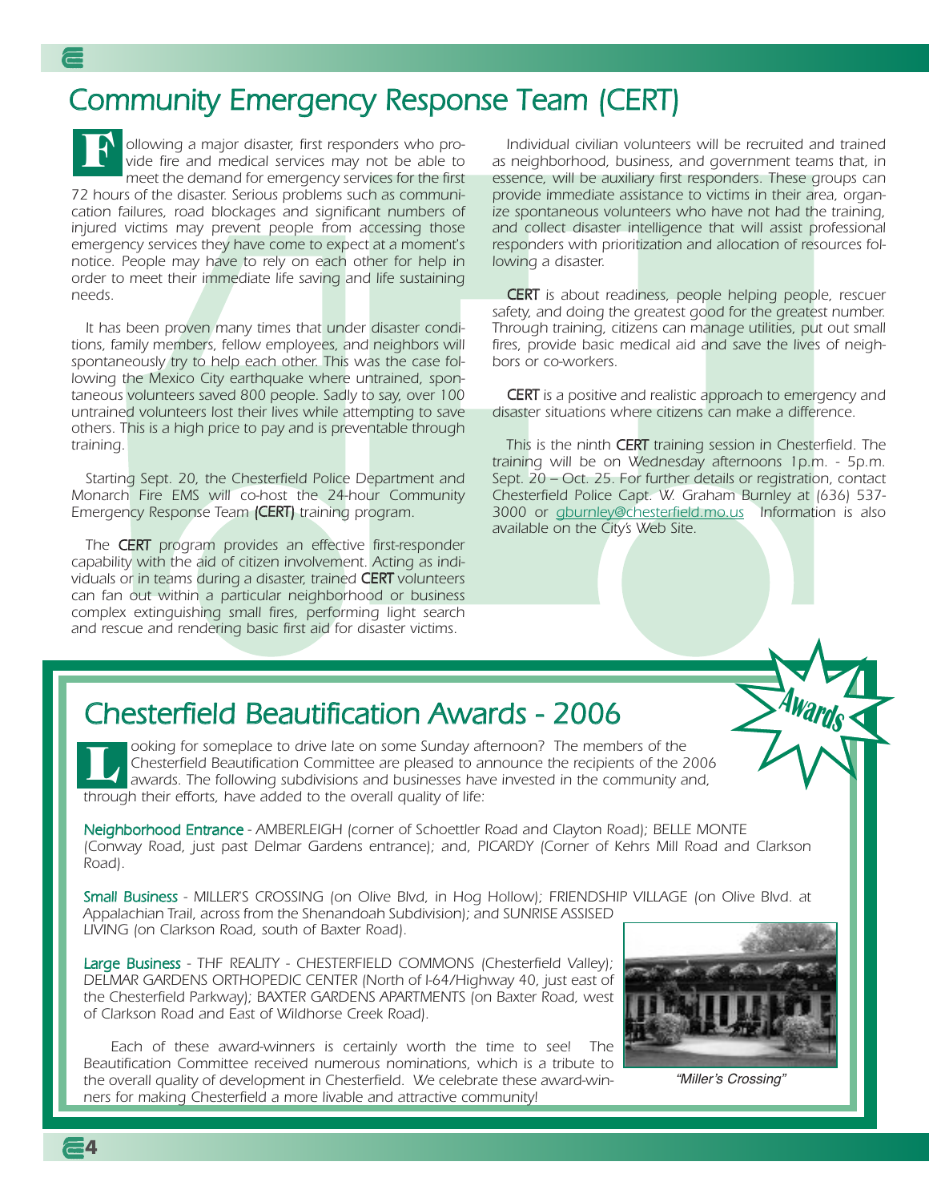# Community Emergency Response Team (CERT)

Following a major disaster, first responders who provide fire and medical services may not be able to meet the demand for emergency services for the first 72 hours of the disaster. Serious problems such as communication failures, road blockages and significant numbers of injured victims may prevent people from accessing those emergency services they have come to expect at a moment's notice. People may have to rely on each other for help in order to meet their immediate life saving and life sustaining needs.

It has been proven many times that under disaster conditions, family members, fellow employees, and neighbors will spontaneously try to help each other. This was the case following the Mexico City earthquake where untrained, spontaneous volunteers saved 800 people. Sadly to say, over 100 untrained volunteers lost their lives while attempting to save others. This is a high price to pay and is preventable through training.

Starting Sept. 20, the Chesterfield Police Department and Monarch Fire EMS will co-host the 24-hour Community Emergency Response Team **(CERT)** training program.

The **CERT** program provides an effective first-responder capability with the aid of citizen involvement. Acting as individuals or in teams during a disaster, trained **CERT** volunteers can fan out within a particular neighborhood or business complex extinguishing small fires, performing light search and rescue and rendering basic first aid for disaster victims.

Individual civilian volunteers will be recruited and trained as neighborhood, business, and government teams that, in essence, will be auxiliary first responders. These groups can provide immediate assistance to victims in their area, organize spontaneous volunteers who have not had the training, and collect disaster intelligence that will assist professional responders with prioritization and allocation of resources following a disaster.

**CERT** is about readiness, people helping people, rescuer safety, and doing the greatest good for the greatest number. Through training, citizens can manage utilities, put out small fires, provide basic medical aid and save the lives of neighbors or co-workers.

**CERT** is a positive and realistic approach to emergency and disaster situations where citizens can make a difference.

This is the ninth **CERT** training session in Chesterfield. The training will be on Wednesday afternoons 1p.m. - 5p.m. Sept. 20 – Oct. 25. For further details or registration, contact Chesterfield Police Capt. W. Graham Burnley at (636) 537-3000 or gburnley@chesterfield.mo.us Information is also available on the City's Web Site.

# Chesterfield Beautification Awards - 2006

Awards

Looking for someplace to drive late on some Sunday afternoon? The members of the Chesterfield Beautification Committee are pleased to announce the recipients of the 2006 awards. The following subdivisions and businesses have invested in the community and, through their efforts, have added to the overall quality of life:

**Neighborhood Entrance** - AMBERLEIGH (corner of Schoettler Road and Clayton Road); BELLE MONTE (Conway Road, just past Delmar Gardens entrance); and, PICARDY (Corner of Kehrs Mill Road and Clarkson Road).

**Small Business** - MILLER'S CROSSING (on Olive Blvd, in Hog Hollow); FRIENDSHIP VILLAGE (on Olive Blvd. at Appalachian Trail, across from the Shenandoah Subdivision); and SUNRISE ASSISED LIVING (on Clarkson Road, south of Baxter Road).

**Large Business** - THF REALITY - CHESTERFIELD COMMONS (Chesterfield Valley); DELMAR GARDENS ORTHOPEDIC CENTER (North of I-64/Highway 40, just east of the Chesterfield Parkway); BAXTER GARDENS APARTMENTS (on Baxter Road, west of Clarkson Road and East of Wildhorse Creek Road).

Each of these award-winners is certainly worth the time to see! The Beautification Committee received numerous nominations, which is a tribute to the overall quality of development in Chesterfield. We celebrate these award-winners for making Chesterfield a more livable and attractive community!

*"Miller's Crossing"*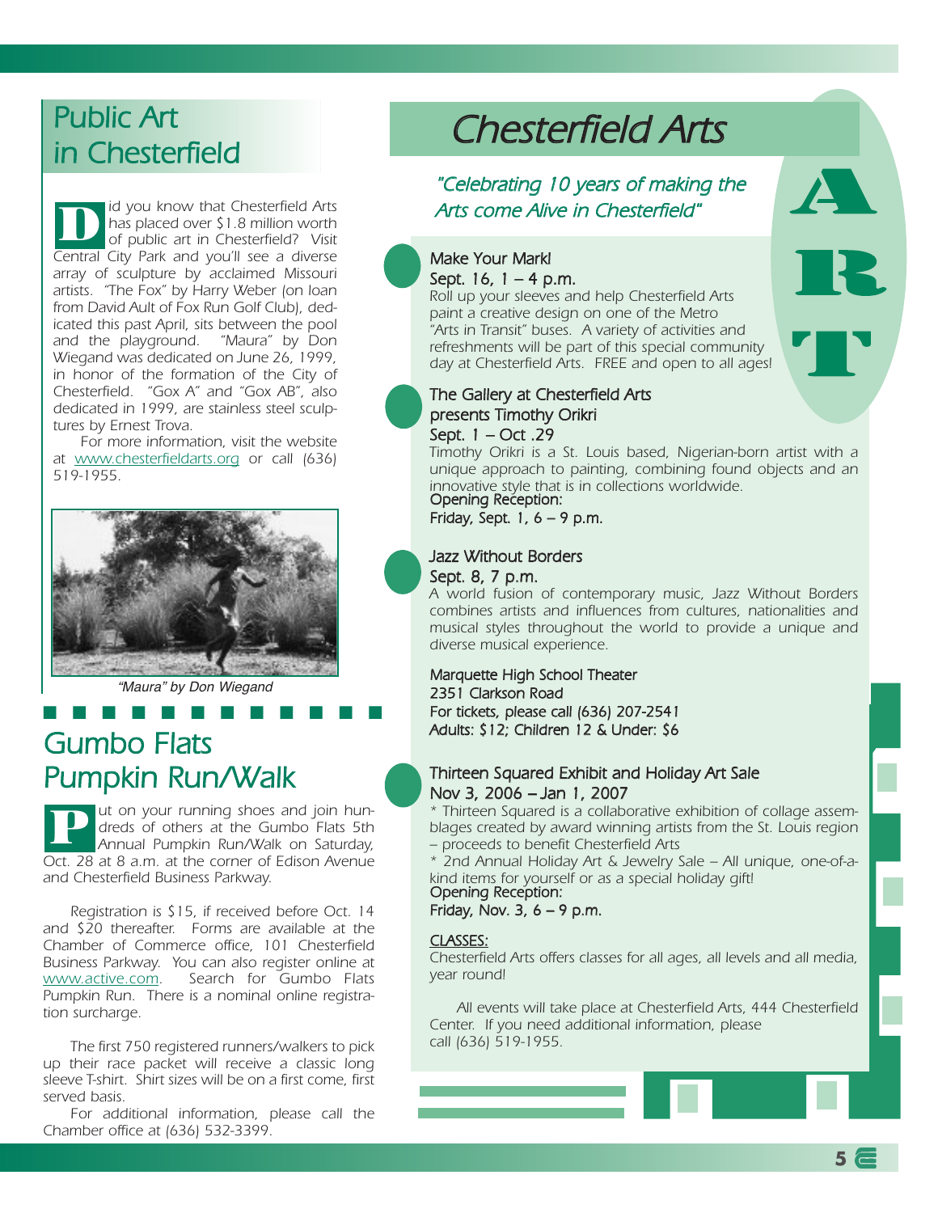## Public Art in Chesterfield

Did you know that Chesterfield Arts has placed over $1.8 million worth of public art in Chesterfield? Visit Central City Park and you'll see a diverse array of sculpture by acclaimed Missouri artists. "The Fox" by Harry Weber (on loan from David Ault of Fox Run Golf Club), dedicated this past April, sits between the pool and the playground. "Maura" by Don Wiegand was dedicated on June 26, 1999, in honor of the formation of the City of Chesterfield. "Gox A" and "Gox AB", also dedicated in 1999, are stainless steel sculptures by Ernest Trova.

For more information, visit the website at www.chesterfieldarts.org or call (636) 519-1955.

*"Maura" by Don Wiegand*

## Gumbo Flats Pumpkin Run/Walk

Put on your running shoes and join hundreds of others at the Gumbo Flats 5th Annual Pumpkin Run/Walk on Saturday, Oct. 28 at 8 a.m. at the corner of Edison Avenue and Chesterfield Business Parkway.

Registration is $15, if received before Oct. 14 and $20 thereafter. Forms are available at the Chamber of Commerce office, 101 Chesterfield Business Parkway. You can also register online at www.active.com. Search for Gumbo Flats Pumpkin Run. There is a nominal online registration surcharge.

The first 750 registered runners/walkers to pick up their race packet will receive a classic long sleeve T-shirt. Shirt sizes will be on a first come, first served basis.

For additional information, please call the Chamber office at (636) 532-3399.

# Chesterfield Arts

*"Celebrating 10 years of making the Arts come Alive in Chesterfield"*

### Make Your Mark!
Sept. 16, 1 – 4 p.m.

Roll up your sleeves and help Chesterfield Arts paint a creative design on one of the Metro "Arts in Transit" buses. A variety of activities and refreshments will be part of this special community day at Chesterfield Arts. FREE and open to all ages!

### The Gallery at Chesterfield Arts presents Timothy Orikri
Sept. 1 – Oct .29

*Timothy Orikri is a St. Louis based, Nigerian-born artist with a unique approach to painting, combining found objects and an innovative style that is in collections worldwide.*

Opening Reception:
Friday, Sept. 1, 6 – 9 p.m.

### Jazz Without Borders
Sept. 8, 7 p.m.

A world fusion of contemporary music, Jazz Without Borders combines artists and influences from cultures, nationalities and musical styles throughout the world to provide a unique and diverse musical experience.

Marquette High School Theater
2351 Clarkson Road
For tickets, please call (636) 207-2541
Adults: $12; Children 12 & Under: $6

### Thirteen Squared Exhibit and Holiday Art Sale
Nov 3, 2006 – Jan 1, 2007

\* Thirteen Squared is a collaborative exhibition of collage assemblages created by award winning artists from the St. Louis region – proceeds to benefit Chesterfield Arts

\* 2nd Annual Holiday Art & Jewelry Sale – All unique, one-of-a-kind items for yourself or as a special holiday gift!

Opening Reception:
Friday, Nov. 3, 6 – 9 p.m.

CLASSES:

*Chesterfield Arts offers classes for all ages, all levels and all media, year round!*

All events will take place at Chesterfield Arts, 444 Chesterfield Center. If you need additional information, please call (636) 519-1955.